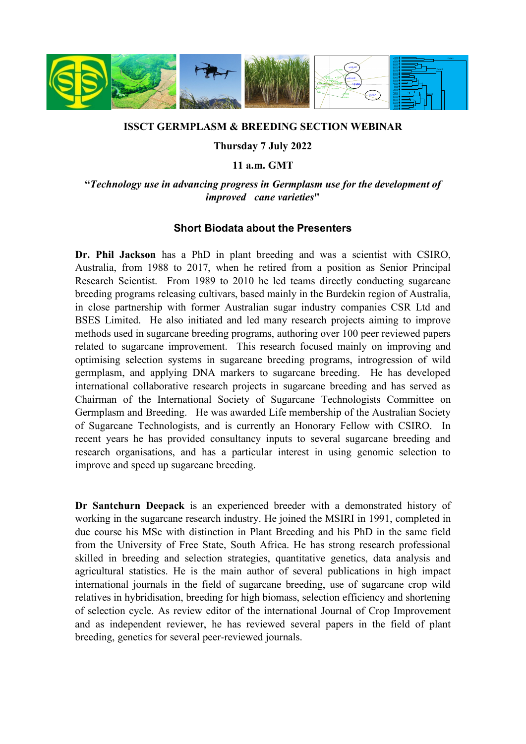**ISSCT GERMPLASM & BREEDING SECTION WEBINAR**

**Thursday 7 July 2022**

**11 a.m. GMT**

**"*Technology use in advancing progress in Germplasm use for the development of improved cane varieties*"**

## Short Biodata about the Presenters

**Dr. Phil Jackson** has a PhD in plant breeding and was a scientist with CSIRO, Australia, from 1988 to 2017, when he retired from a position as Senior Principal Research Scientist. From 1989 to 2010 he led teams directly conducting sugarcane breeding programs releasing cultivars, based mainly in the Burdekin region of Australia, in close partnership with former Australian sugar industry companies CSR Ltd and BSES Limited. He also initiated and led many research projects aiming to improve methods used in sugarcane breeding programs, authoring over 100 peer reviewed papers related to sugarcane improvement. This research focused mainly on improving and optimising selection systems in sugarcane breeding programs, introgression of wild germplasm, and applying DNA markers to sugarcane breeding. He has developed international collaborative research projects in sugarcane breeding and has served as Chairman of the International Society of Sugarcane Technologists Committee on Germplasm and Breeding. He was awarded Life membership of the Australian Society of Sugarcane Technologists, and is currently an Honorary Fellow with CSIRO. In recent years he has provided consultancy inputs to several sugarcane breeding and research organisations, and has a particular interest in using genomic selection to improve and speed up sugarcane breeding.

**Dr Santchurn Deepack** is an experienced breeder with a demonstrated history of working in the sugarcane research industry. He joined the MSIRI in 1991, completed in due course his MSc with distinction in Plant Breeding and his PhD in the same field from the University of Free State, South Africa. He has strong research professional skilled in breeding and selection strategies, quantitative genetics, data analysis and agricultural statistics. He is the main author of several publications in high impact international journals in the field of sugarcane breeding, use of sugarcane crop wild relatives in hybridisation, breeding for high biomass, selection efficiency and shortening of selection cycle. As review editor of the international Journal of Crop Improvement and as independent reviewer, he has reviewed several papers in the field of plant breeding, genetics for several peer-reviewed journals.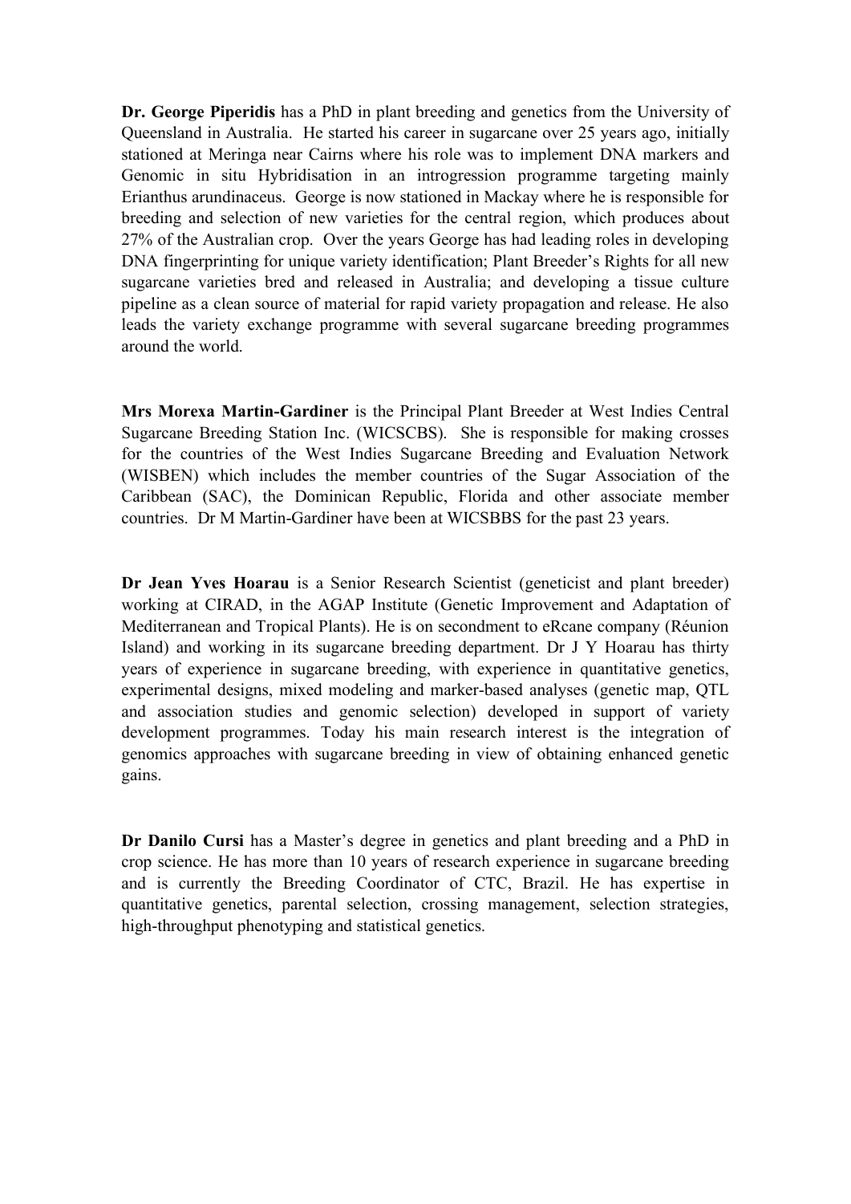**Dr. George Piperidis** has a PhD in plant breeding and genetics from the University of Queensland in Australia. He started his career in sugarcane over 25 years ago, initially stationed at Meringa near Cairns where his role was to implement DNA markers and Genomic in situ Hybridisation in an introgression programme targeting mainly Erianthus arundinaceus. George is now stationed in Mackay where he is responsible for breeding and selection of new varieties for the central region, which produces about 27% of the Australian crop. Over the years George has had leading roles in developing DNA fingerprinting for unique variety identification; Plant Breeder's Rights for all new sugarcane varieties bred and released in Australia; and developing a tissue culture pipeline as a clean source of material for rapid variety propagation and release. He also leads the variety exchange programme with several sugarcane breeding programmes around the world.

**Mrs Morexa Martin-Gardiner** is the Principal Plant Breeder at West Indies Central Sugarcane Breeding Station Inc. (WICSCBS). She is responsible for making crosses for the countries of the West Indies Sugarcane Breeding and Evaluation Network (WISBEN) which includes the member countries of the Sugar Association of the Caribbean (SAC), the Dominican Republic, Florida and other associate member countries. Dr M Martin-Gardiner have been at WICSBBS for the past 23 years.

**Dr Jean Yves Hoarau** is a Senior Research Scientist (geneticist and plant breeder) working at CIRAD, in the AGAP Institute (Genetic Improvement and Adaptation of Mediterranean and Tropical Plants). He is on secondment to eRcane company (Réunion Island) and working in its sugarcane breeding department. Dr J Y Hoarau has thirty years of experience in sugarcane breeding, with experience in quantitative genetics, experimental designs, mixed modeling and marker-based analyses (genetic map, QTL and association studies and genomic selection) developed in support of variety development programmes. Today his main research interest is the integration of genomics approaches with sugarcane breeding in view of obtaining enhanced genetic gains.

**Dr Danilo Cursi** has a Master's degree in genetics and plant breeding and a PhD in crop science. He has more than 10 years of research experience in sugarcane breeding and is currently the Breeding Coordinator of CTC, Brazil. He has expertise in quantitative genetics, parental selection, crossing management, selection strategies, high-throughput phenotyping and statistical genetics.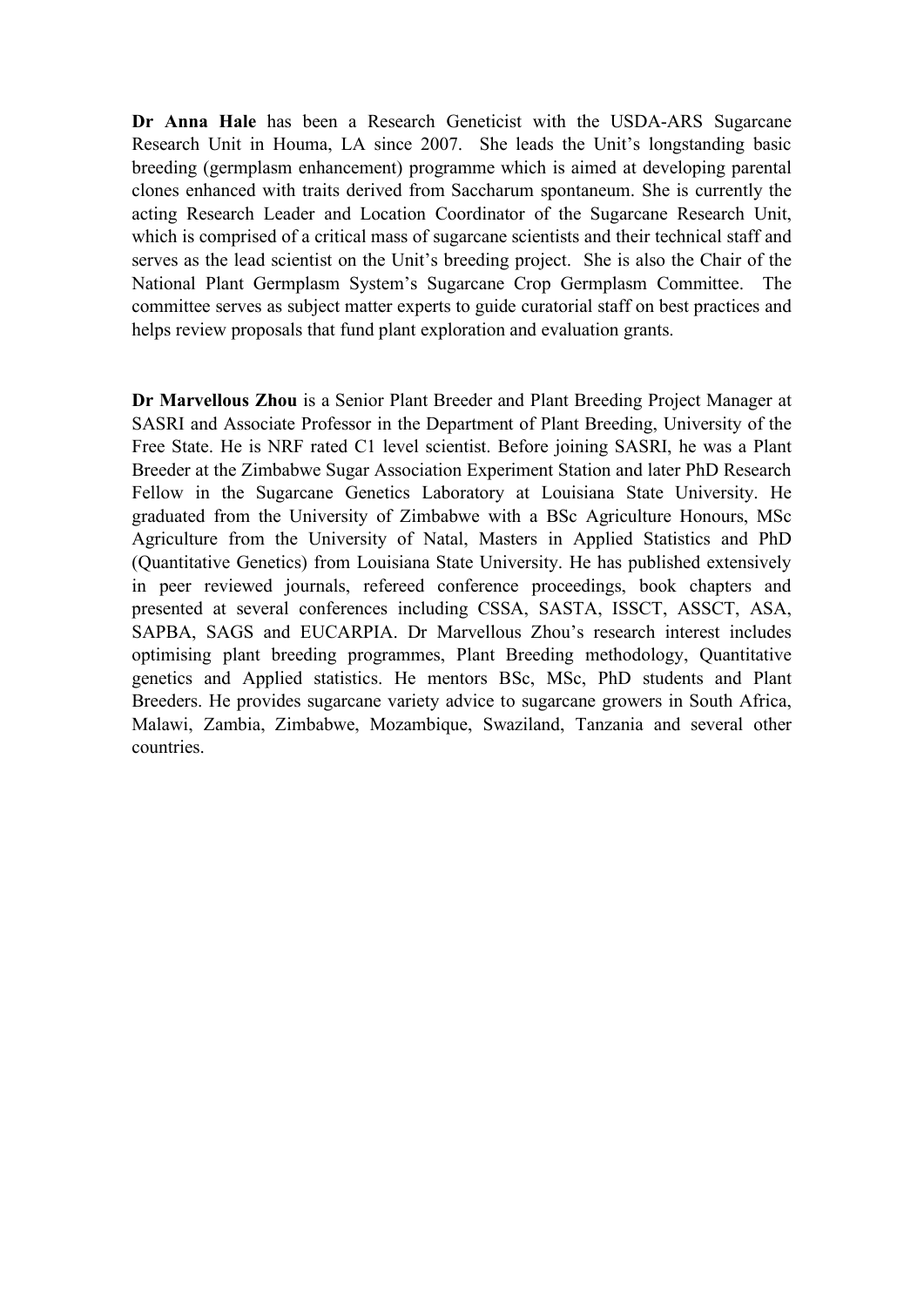**Dr Anna Hale** has been a Research Geneticist with the USDA-ARS Sugarcane Research Unit in Houma, LA since 2007. She leads the Unit's longstanding basic breeding (germplasm enhancement) programme which is aimed at developing parental clones enhanced with traits derived from Saccharum spontaneum. She is currently the acting Research Leader and Location Coordinator of the Sugarcane Research Unit, which is comprised of a critical mass of sugarcane scientists and their technical staff and serves as the lead scientist on the Unit's breeding project. She is also the Chair of the National Plant Germplasm System's Sugarcane Crop Germplasm Committee. The committee serves as subject matter experts to guide curatorial staff on best practices and helps review proposals that fund plant exploration and evaluation grants.

**Dr Marvellous Zhou** is a Senior Plant Breeder and Plant Breeding Project Manager at SASRI and Associate Professor in the Department of Plant Breeding, University of the Free State. He is NRF rated C1 level scientist. Before joining SASRI, he was a Plant Breeder at the Zimbabwe Sugar Association Experiment Station and later PhD Research Fellow in the Sugarcane Genetics Laboratory at Louisiana State University. He graduated from the University of Zimbabwe with a BSc Agriculture Honours, MSc Agriculture from the University of Natal, Masters in Applied Statistics and PhD (Quantitative Genetics) from Louisiana State University. He has published extensively in peer reviewed journals, refereed conference proceedings, book chapters and presented at several conferences including CSSA, SASTA, ISSCT, ASSCT, ASA, SAPBA, SAGS and EUCARPIA. Dr Marvellous Zhou's research interest includes optimising plant breeding programmes, Plant Breeding methodology, Quantitative genetics and Applied statistics. He mentors BSc, MSc, PhD students and Plant Breeders. He provides sugarcane variety advice to sugarcane growers in South Africa, Malawi, Zambia, Zimbabwe, Mozambique, Swaziland, Tanzania and several other countries.